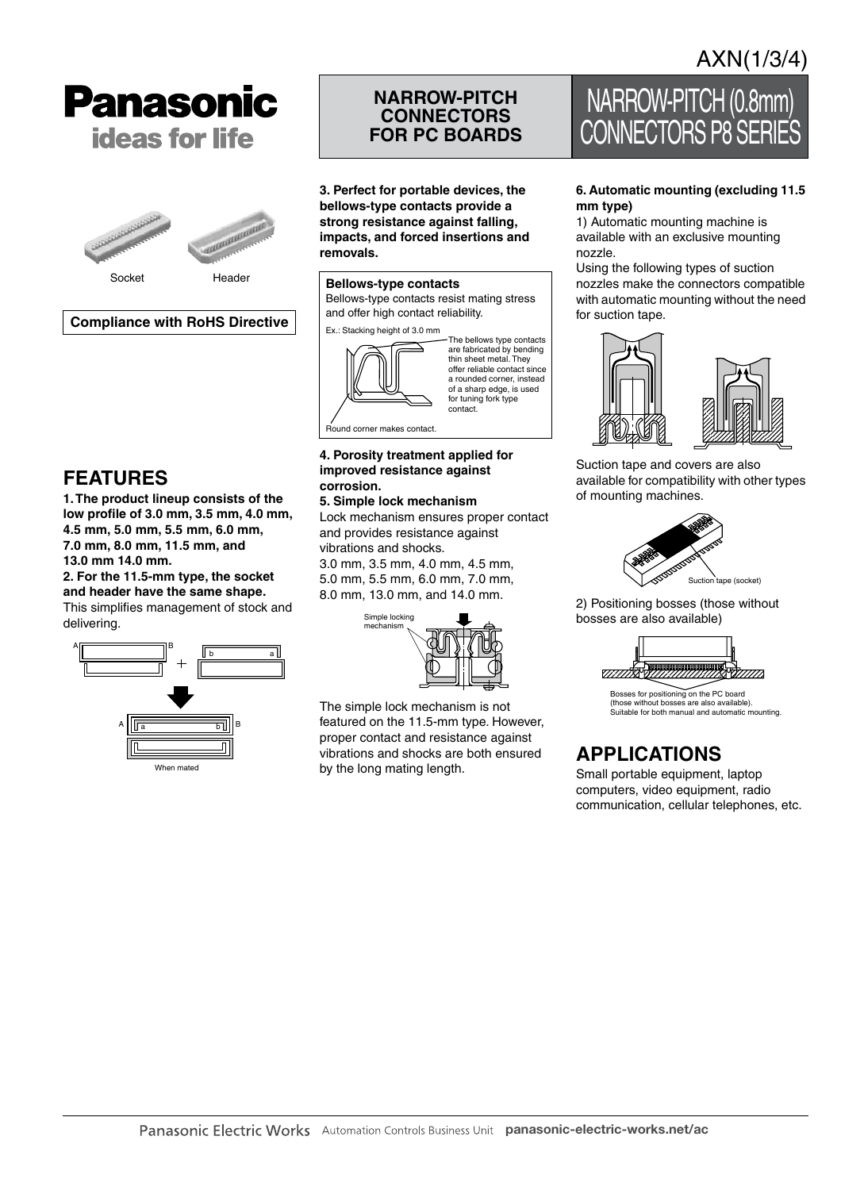AXN(1/3/4)

# Panasonic
ideas for life

Socket Header

**Compliance with RoHS Directive**

**NARROW-PITCH CONNECTORS FOR PC BOARDS**

# NARROW-PITCH (0.8mm) CONNECTORS P8 SERIES

## FEATURES

**1. The product lineup consists of the low profile of 3.0 mm, 3.5 mm, 4.0 mm, 4.5 mm, 5.0 mm, 5.5 mm, 6.0 mm, 7.0 mm, 8.0 mm, 11.5 mm, and 13.0 mm 14.0 mm.**

**2. For the 11.5-mm type, the socket and header have the same shape.**
This simplifies management of stock and delivering.

When mated

**3. Perfect for portable devices, the bellows-type contacts provide a strong resistance against falling, impacts, and forced insertions and removals.**

**Bellows-type contacts**
Bellows-type contacts resist mating stress and offer high contact reliability.

Ex.: Stacking height of 3.0 mm

The bellows type contacts are fabricated by bending thin sheet metal. They offer reliable contact since a rounded corner, instead of a sharp edge, is used for tuning fork type contact.

Round corner makes contact.

**4. Porosity treatment applied for improved resistance against corrosion.**

**5. Simple lock mechanism**
Lock mechanism ensures proper contact and provides resistance against vibrations and shocks.
3.0 mm, 3.5 mm, 4.0 mm, 4.5 mm, 5.0 mm, 5.5 mm, 6.0 mm, 7.0 mm, 8.0 mm, 13.0 mm, and 14.0 mm.

Simple locking mechanism

The simple lock mechanism is not featured on the 11.5-mm type. However, proper contact and resistance against vibrations and shocks are both ensured by the long mating length.

**6. Automatic mounting (excluding 11.5 mm type)**

1) Automatic mounting machine is available with an exclusive mounting nozzle.
Using the following types of suction nozzles make the connectors compatible with automatic mounting without the need for suction tape.

Suction tape and covers are also available for compatibility with other types of mounting machines.

Suction tape (socket)

2) Positioning bosses (those without bosses are also available)

Bosses for positioning on the PC board (those without bosses are also available). Suitable for both manual and automatic mounting.

## APPLICATIONS

Small portable equipment, laptop computers, video equipment, radio communication, cellular telephones, etc.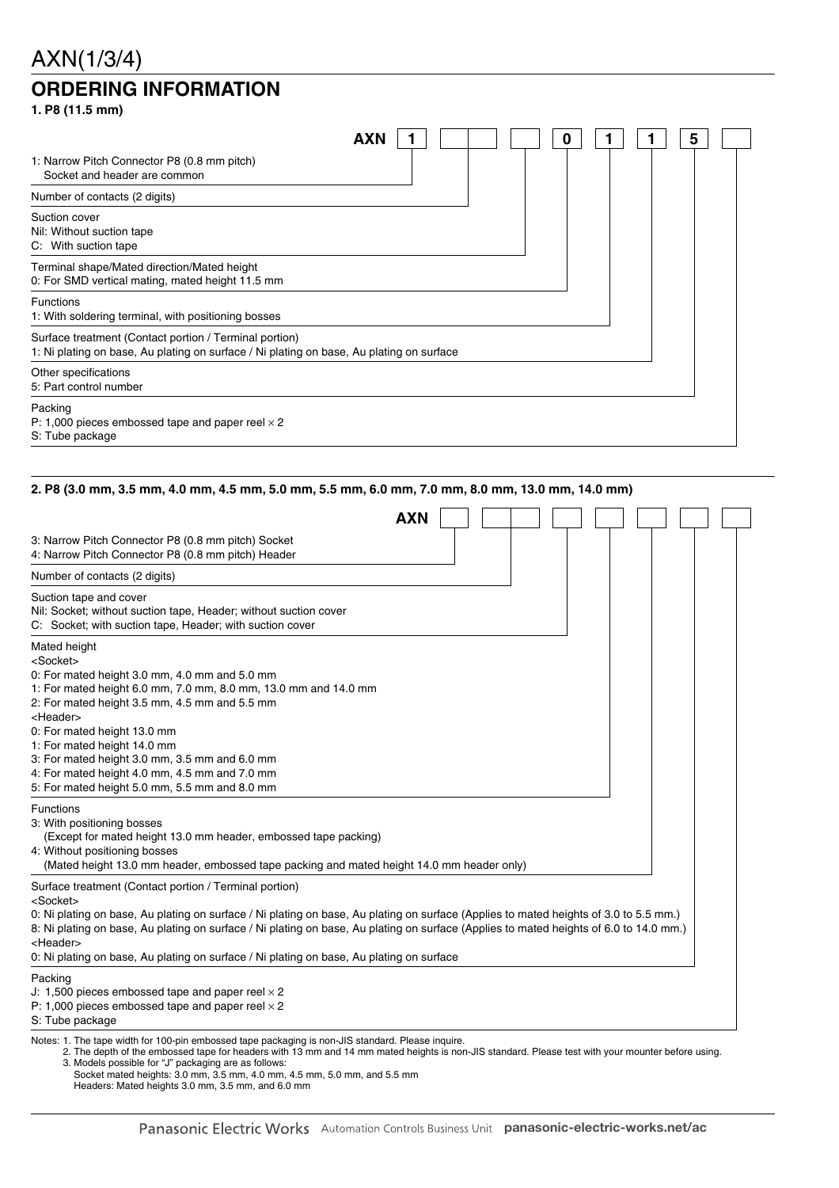# AXN(1/3/4)

## ORDERING INFORMATION

### 1. P8 (11.5 mm)

AXN | 1 | | | | 0 | 1 | 1 | 5 | |

1: Narrow Pitch Connector P8 (0.8 mm pitch)
Socket and header are common

Number of contacts (2 digits)

Suction cover
Nil: Without suction tape
C: With suction tape

Terminal shape/Mated direction/Mated height
0: For SMD vertical mating, mated height 11.5 mm

Functions
1: With soldering terminal, with positioning bosses

Surface treatment (Contact portion / Terminal portion)
1: Ni plating on base, Au plating on surface / Ni plating on base, Au plating on surface

Other specifications
5: Part control number

Packing
P: 1,000 pieces embossed tape and paper reel × 2
S: Tube package

### 2. P8 (3.0 mm, 3.5 mm, 4.0 mm, 4.5 mm, 5.0 mm, 5.5 mm, 6.0 mm, 7.0 mm, 8.0 mm, 13.0 mm, 14.0 mm)

AXN | | | | | | | | |

3: Narrow Pitch Connector P8 (0.8 mm pitch) Socket
4: Narrow Pitch Connector P8 (0.8 mm pitch) Header

Number of contacts (2 digits)

Suction tape and cover
Nil: Socket; without suction tape, Header; without suction cover
C: Socket; with suction tape, Header; with suction cover

Mated height
<Socket>
0: For mated height 3.0 mm, 4.0 mm and 5.0 mm
1: For mated height 6.0 mm, 7.0 mm, 8.0 mm, 13.0 mm and 14.0 mm
2: For mated height 3.5 mm, 4.5 mm and 5.5 mm
<Header>
0: For mated height 13.0 mm
1: For mated height 14.0 mm
3: For mated height 3.0 mm, 3.5 mm and 6.0 mm
4: For mated height 4.0 mm, 4.5 mm and 7.0 mm
5: For mated height 5.0 mm, 5.5 mm and 8.0 mm

Functions
3: With positioning bosses
(Except for mated height 13.0 mm header, embossed tape packing)
4: Without positioning bosses
(Mated height 13.0 mm header, embossed tape packing and mated height 14.0 mm header only)

Surface treatment (Contact portion / Terminal portion)
<Socket>
0: Ni plating on base, Au plating on surface / Ni plating on base, Au plating on surface (Applies to mated heights of 3.0 to 5.5 mm.)
8: Ni plating on base, Au plating on surface / Ni plating on base, Au plating on surface (Applies to mated heights of 6.0 to 14.0 mm.)
<Header>
0: Ni plating on base, Au plating on surface / Ni plating on base, Au plating on surface

Packing
J: 1,500 pieces embossed tape and paper reel × 2
P: 1,000 pieces embossed tape and paper reel × 2
S: Tube package

Notes: 1. The tape width for 100-pin embossed tape packaging is non-JIS standard. Please inquire.
2. The depth of the embossed tape for headers with 13 mm and 14 mm mated heights is non-JIS standard. Please test with your mounter before using.
3. Models possible for "J" packaging are as follows:
Socket mated heights: 3.0 mm, 3.5 mm, 4.0 mm, 4.5 mm, 5.0 mm, and 5.5 mm
Headers: Mated heights 3.0 mm, 3.5 mm, and 6.0 mm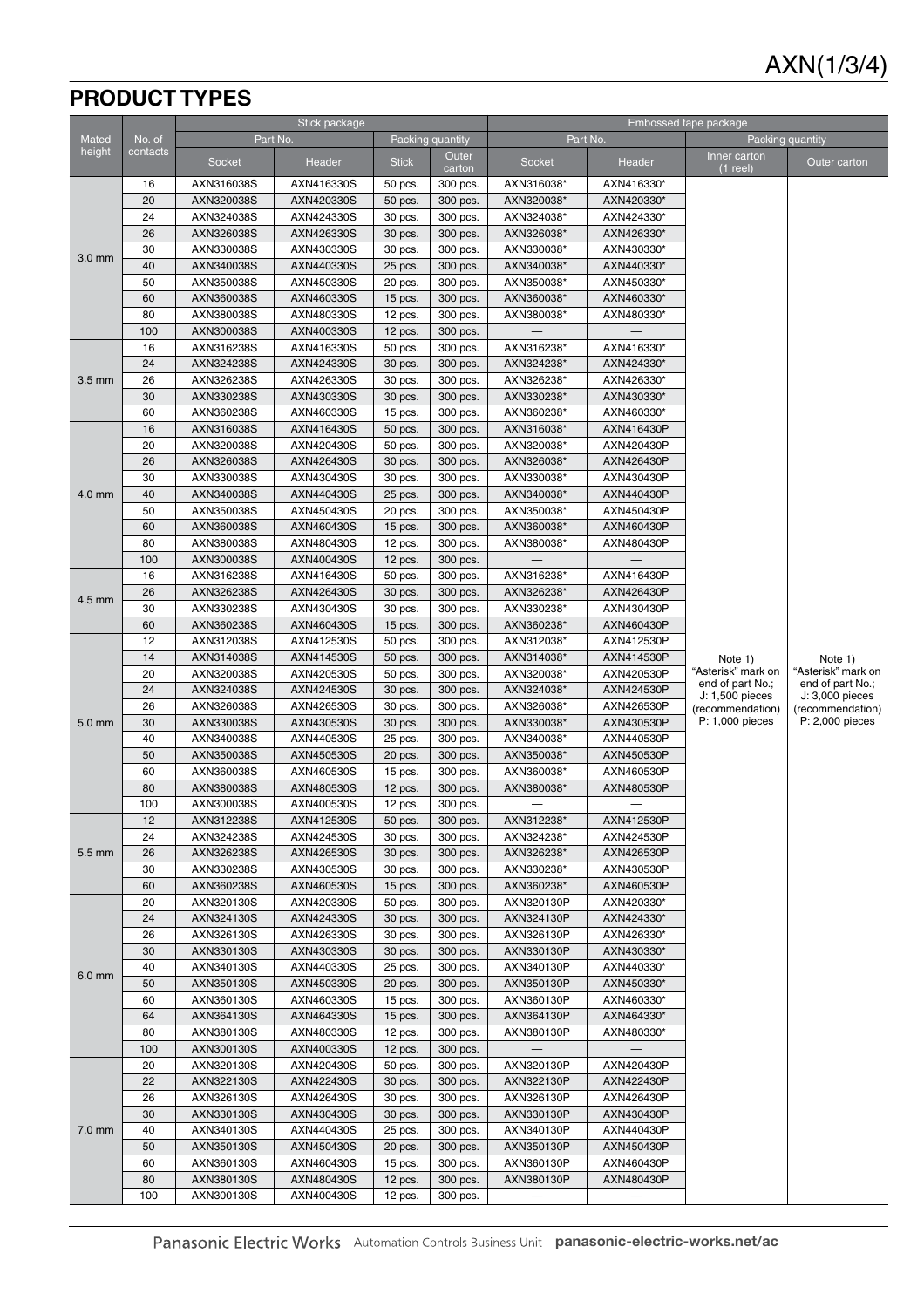## PRODUCT TYPES

| Mated height | No. of contacts | Stick package | | | | Embossed tape package | | | |
|---|---|---|---|---|---|---|---|---|---|
| | | Part No. | | Packing quantity | | Part No. | | Packing quantity | |
| | | Socket | Header | Stick | Outer carton | Socket | Header | Inner carton (1 reel) | Outer carton |
| 3.0 mm | 16 | AXN316038S | AXN416330S | 50 pcs. | 300 pcs. | AXN316038* | AXN416330* | Note 1) "Asterisk" mark on end of part No.; J: 1,500 pieces (recommendation) P: 1,000 pieces | Note 1) "Asterisk" mark on end of part No.; J: 3,000 pieces (recommendation) P: 2,000 pieces |
| | 20 | AXN320038S | AXN420330S | 50 pcs. | 300 pcs. | AXN320038* | AXN420330* | | |
| | 24 | AXN324038S | AXN424330S | 30 pcs. | 300 pcs. | AXN324038* | AXN424330* | | |
| | 26 | AXN326038S | AXN426330S | 30 pcs. | 300 pcs. | AXN326038* | AXN426330* | | |
| | 30 | AXN330038S | AXN430330S | 30 pcs. | 300 pcs. | AXN330038* | AXN430330* | | |
| | 40 | AXN340038S | AXN440330S | 25 pcs. | 300 pcs. | AXN340038* | AXN440330* | | |
| | 50 | AXN350038S | AXN450330S | 20 pcs. | 300 pcs. | AXN350038* | AXN450330* | | |
| | 60 | AXN360038S | AXN460330S | 15 pcs. | 300 pcs. | AXN360038* | AXN460330* | | |
| | 80 | AXN380038S | AXN480330S | 12 pcs. | 300 pcs. | AXN380038* | AXN480330* | | |
| | 100 | AXN300038S | AXN400330S | 12 pcs. | 300 pcs. | — | — | | |
| 3.5 mm | 16 | AXN316238S | AXN416330S | 50 pcs. | 300 pcs. | AXN316238* | AXN416330* | | |
| | 24 | AXN324238S | AXN424330S | 30 pcs. | 300 pcs. | AXN324238* | AXN424330* | | |
| | 26 | AXN326238S | AXN426330S | 30 pcs. | 300 pcs. | AXN326238* | AXN426330* | | |
| | 30 | AXN330238S | AXN430330S | 30 pcs. | 300 pcs. | AXN330238* | AXN430330* | | |
| | 60 | AXN360238S | AXN460330S | 15 pcs. | 300 pcs. | AXN360238* | AXN460330* | | |
| 4.0 mm | 16 | AXN316038S | AXN416430S | 50 pcs. | 300 pcs. | AXN316038* | AXN416430P | | |
| | 20 | AXN320038S | AXN420430S | 50 pcs. | 300 pcs. | AXN320038* | AXN420430P | | |
| | 26 | AXN326038S | AXN426430S | 30 pcs. | 300 pcs. | AXN326038* | AXN426430P | | |
| | 30 | AXN330038S | AXN430430S | 30 pcs. | 300 pcs. | AXN330038* | AXN430430P | | |
| | 40 | AXN340038S | AXN440430S | 25 pcs. | 300 pcs. | AXN340038* | AXN440430P | | |
| | 50 | AXN350038S | AXN450430S | 20 pcs. | 300 pcs. | AXN350038* | AXN450430P | | |
| | 60 | AXN360038S | AXN460430S | 15 pcs. | 300 pcs. | AXN360038* | AXN460430P | | |
| | 80 | AXN380038S | AXN480430S | 12 pcs. | 300 pcs. | AXN380038* | AXN480430P | | |
| | 100 | AXN300038S | AXN400430S | 12 pcs. | 300 pcs. | — | — | | |
| 4.5 mm | 16 | AXN316238S | AXN416430S | 50 pcs. | 300 pcs. | AXN316238* | AXN416430P | | |
| | 26 | AXN326238S | AXN426430S | 30 pcs. | 300 pcs. | AXN326238* | AXN426430P | | |
| | 30 | AXN330238S | AXN430430S | 30 pcs. | 300 pcs. | AXN330238* | AXN430430P | | |
| | 60 | AXN360238S | AXN460430S | 15 pcs. | 300 pcs. | AXN360238* | AXN460430P | | |
| 5.0 mm | 12 | AXN312038S | AXN412530S | 50 pcs. | 300 pcs. | AXN312038* | AXN412530P | | |
| | 14 | AXN314038S | AXN414530S | 50 pcs. | 300 pcs. | AXN314038* | AXN414530P | | |
| | 20 | AXN320038S | AXN420530S | 50 pcs. | 300 pcs. | AXN320038* | AXN420530P | | |
| | 24 | AXN324038S | AXN424530S | 30 pcs. | 300 pcs. | AXN324038* | AXN424530P | | |
| | 26 | AXN326038S | AXN426530S | 30 pcs. | 300 pcs. | AXN326038* | AXN426530P | | |
| | 30 | AXN330038S | AXN430530S | 30 pcs. | 300 pcs. | AXN330038* | AXN430530P | | |
| | 40 | AXN340038S | AXN440530S | 25 pcs. | 300 pcs. | AXN340038* | AXN440530P | | |
| | 50 | AXN350038S | AXN450530S | 20 pcs. | 300 pcs. | AXN350038* | AXN450530P | | |
| | 60 | AXN360038S | AXN460530S | 15 pcs. | 300 pcs. | AXN360038* | AXN460530P | | |
| | 80 | AXN380038S | AXN480530S | 12 pcs. | 300 pcs. | AXN380038* | AXN480530P | | |
| | 100 | AXN300038S | AXN400530S | 12 pcs. | 300 pcs. | — | — | | |
| 5.5 mm | 12 | AXN312238S | AXN412530S | 50 pcs. | 300 pcs. | AXN312238* | AXN412530P | | |
| | 24 | AXN324238S | AXN424530S | 30 pcs. | 300 pcs. | AXN324238* | AXN424530P | | |
| | 26 | AXN326238S | AXN426530S | 30 pcs. | 300 pcs. | AXN326238* | AXN426530P | | |
| | 30 | AXN330238S | AXN430530S | 30 pcs. | 300 pcs. | AXN330238* | AXN430530P | | |
| | 60 | AXN360238S | AXN460530S | 15 pcs. | 300 pcs. | AXN360238* | AXN460530P | | |
| 6.0 mm | 20 | AXN320130S | AXN420330S | 50 pcs. | 300 pcs. | AXN320130P | AXN420330* | | |
| | 24 | AXN324130S | AXN424330S | 30 pcs. | 300 pcs. | AXN324130P | AXN424330* | | |
| | 26 | AXN326130S | AXN426330S | 30 pcs. | 300 pcs. | AXN326130P | AXN426330* | | |
| | 30 | AXN330130S | AXN430330S | 30 pcs. | 300 pcs. | AXN330130P | AXN430330* | | |
| | 40 | AXN340130S | AXN440330S | 25 pcs. | 300 pcs. | AXN340130P | AXN440330* | | |
| | 50 | AXN350130S | AXN450330S | 20 pcs. | 300 pcs. | AXN350130P | AXN450330* | | |
| | 60 | AXN360130S | AXN460330S | 15 pcs. | 300 pcs. | AXN360130P | AXN460330* | | |
| | 64 | AXN364130S | AXN464330S | 15 pcs. | 300 pcs. | AXN364130P | AXN464330* | | |
| | 80 | AXN380130S | AXN480330S | 12 pcs. | 300 pcs. | AXN380130P | AXN480330* | | |
| | 100 | AXN300130S | AXN400330S | 12 pcs. | 300 pcs. | — | — | | |
| 7.0 mm | 20 | AXN320130S | AXN420430S | 50 pcs. | 300 pcs. | AXN320130P | AXN420430P | | |
| | 22 | AXN322130S | AXN422430S | 30 pcs. | 300 pcs. | AXN322130P | AXN422430P | | |
| | 26 | AXN326130S | AXN426430S | 30 pcs. | 300 pcs. | AXN326130P | AXN426430P | | |
| | 30 | AXN330130S | AXN430430S | 30 pcs. | 300 pcs. | AXN330130P | AXN430430P | | |
| | 40 | AXN340130S | AXN440430S | 25 pcs. | 300 pcs. | AXN340130P | AXN440430P | | |
| | 50 | AXN350130S | AXN450430S | 20 pcs. | 300 pcs. | AXN350130P | AXN450430P | | |
| | 60 | AXN360130S | AXN460430S | 15 pcs. | 300 pcs. | AXN360130P | AXN460430P | | |
| | 80 | AXN380130S | AXN480430S | 12 pcs. | 300 pcs. | AXN380130P | AXN480430P | | |
| | 100 | AXN300130S | AXN400430S | 12 pcs. | 300 pcs. | — | — | | |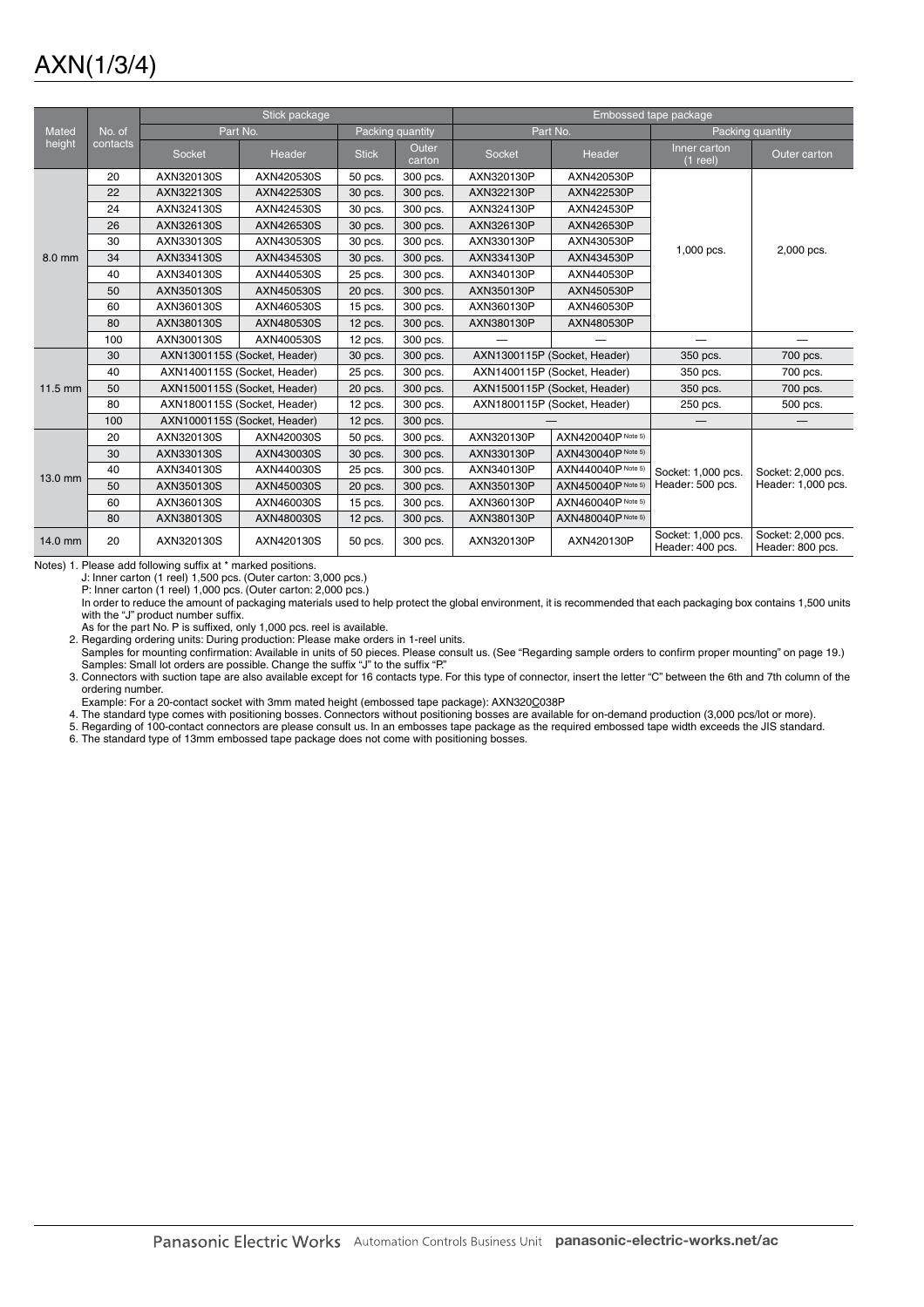# AXN(1/3/4)

| Mated height | No. of contacts | Stick package | | | | Embossed tape package | | | |
|---|---|---|---|---|---|---|---|---|---|
| | | Part No. | | Packing quantity | | Part No. | | Packing quantity | |
| | | Socket | Header | Stick | Outer carton | Socket | Header | Inner carton (1 reel) | Outer carton |
| 8.0 mm | 20 | AXN320130S | AXN420530S | 50 pcs. | 300 pcs. | AXN320130P | AXN420530P | 1,000 pcs. | 2,000 pcs. |
| | 22 | AXN322130S | AXN422530S | 30 pcs. | 300 pcs. | AXN322130P | AXN422530P | | |
| | 24 | AXN324130S | AXN424530S | 30 pcs. | 300 pcs. | AXN324130P | AXN424530P | | |
| | 26 | AXN326130S | AXN426530S | 30 pcs. | 300 pcs. | AXN326130P | AXN426530P | | |
| | 30 | AXN330130S | AXN430530S | 30 pcs. | 300 pcs. | AXN330130P | AXN430530P | | |
| | 34 | AXN334130S | AXN434530S | 30 pcs. | 300 pcs. | AXN334130P | AXN434530P | | |
| | 40 | AXN340130S | AXN440530S | 25 pcs. | 300 pcs. | AXN340130P | AXN440530P | | |
| | 50 | AXN350130S | AXN450530S | 20 pcs. | 300 pcs. | AXN350130P | AXN450530P | | |
| | 60 | AXN360130S | AXN460530S | 15 pcs. | 300 pcs. | AXN360130P | AXN460530P | | |
| | 80 | AXN380130S | AXN480530S | 12 pcs. | 300 pcs. | AXN380130P | AXN480530P | | |
| | 100 | AXN300130S | AXN400530S | 12 pcs. | 300 pcs. | — | — | — | — |
| 11.5 mm | 30 | AXN1300115S (Socket, Header) | | 30 pcs. | 300 pcs. | AXN1300115P (Socket, Header) | | 350 pcs. | 700 pcs. |
| | 40 | AXN1400115S (Socket, Header) | | 25 pcs. | 300 pcs. | AXN1400115P (Socket, Header) | | 350 pcs. | 700 pcs. |
| | 50 | AXN1500115S (Socket, Header) | | 20 pcs. | 300 pcs. | AXN1500115P (Socket, Header) | | 350 pcs. | 700 pcs. |
| | 80 | AXN1800115S (Socket, Header) | | 12 pcs. | 300 pcs. | AXN1800115P (Socket, Header) | | 250 pcs. | 500 pcs. |
| | 100 | AXN1000115S (Socket, Header) | | 12 pcs. | 300 pcs. | — | | — | — |
| 13.0 mm | 20 | AXN320130S | AXN420030S | 50 pcs. | 300 pcs. | AXN320130P | AXN420040P Note 5) | Socket: 1,000 pcs. Header: 500 pcs. | Socket: 2,000 pcs. Header: 1,000 pcs. |
| | 30 | AXN330130S | AXN430030S | 30 pcs. | 300 pcs. | AXN330130P | AXN430040P Note 5) | | |
| | 40 | AXN340130S | AXN440030S | 25 pcs. | 300 pcs. | AXN340130P | AXN440040P Note 5) | | |
| | 50 | AXN350130S | AXN450030S | 20 pcs. | 300 pcs. | AXN350130P | AXN450040P Note 5) | | |
| | 60 | AXN360130S | AXN460030S | 15 pcs. | 300 pcs. | AXN360130P | AXN460040P Note 5) | | |
| | 80 | AXN380130S | AXN480030S | 12 pcs. | 300 pcs. | AXN380130P | AXN480040P Note 5) | | |
| 14.0 mm | 20 | AXN320130S | AXN420130S | 50 pcs. | 300 pcs. | AXN320130P | AXN420130P | Socket: 1,000 pcs. Header: 400 pcs. | Socket: 2,000 pcs. Header: 800 pcs. |

Notes) 1. Please add following suffix at * marked positions.
J: Inner carton (1 reel) 1,500 pcs. (Outer carton: 3,000 pcs.)
P: Inner carton (1 reel) 1,000 pcs. (Outer carton: 2,000 pcs.)
In order to reduce the amount of packaging materials used to help protect the global environment, it is recommended that each packaging box contains 1,500 units with the "J" product number suffix.
As for the part No. P is suffixed, only 1,000 pcs. reel is available.
2. Regarding ordering units: During production: Please make orders in 1-reel units.
Samples for mounting confirmation: Available in units of 50 pieces. Please consult us. (See "Regarding sample orders to confirm proper mounting" on page 19.)
Samples: Small lot orders are possible. Change the suffix "J" to the suffix "P."
3. Connectors with suction tape are also available except for 16 contacts type. For this type of connector, insert the letter "C" between the 6th and 7th column of the ordering number.
Example: For a 20-contact socket with 3mm mated height (embossed tape package): AXN320C038P
4. The standard type comes with positioning bosses. Connectors without positioning bosses are available for on-demand production (3,000 pcs/lot or more).
5. Regarding of 100-contact connectors are please consult us. In an embosses tape package as the required embossed tape width exceeds the JIS standard.
6. The standard type of 13mm embossed tape package does not come with positioning bosses.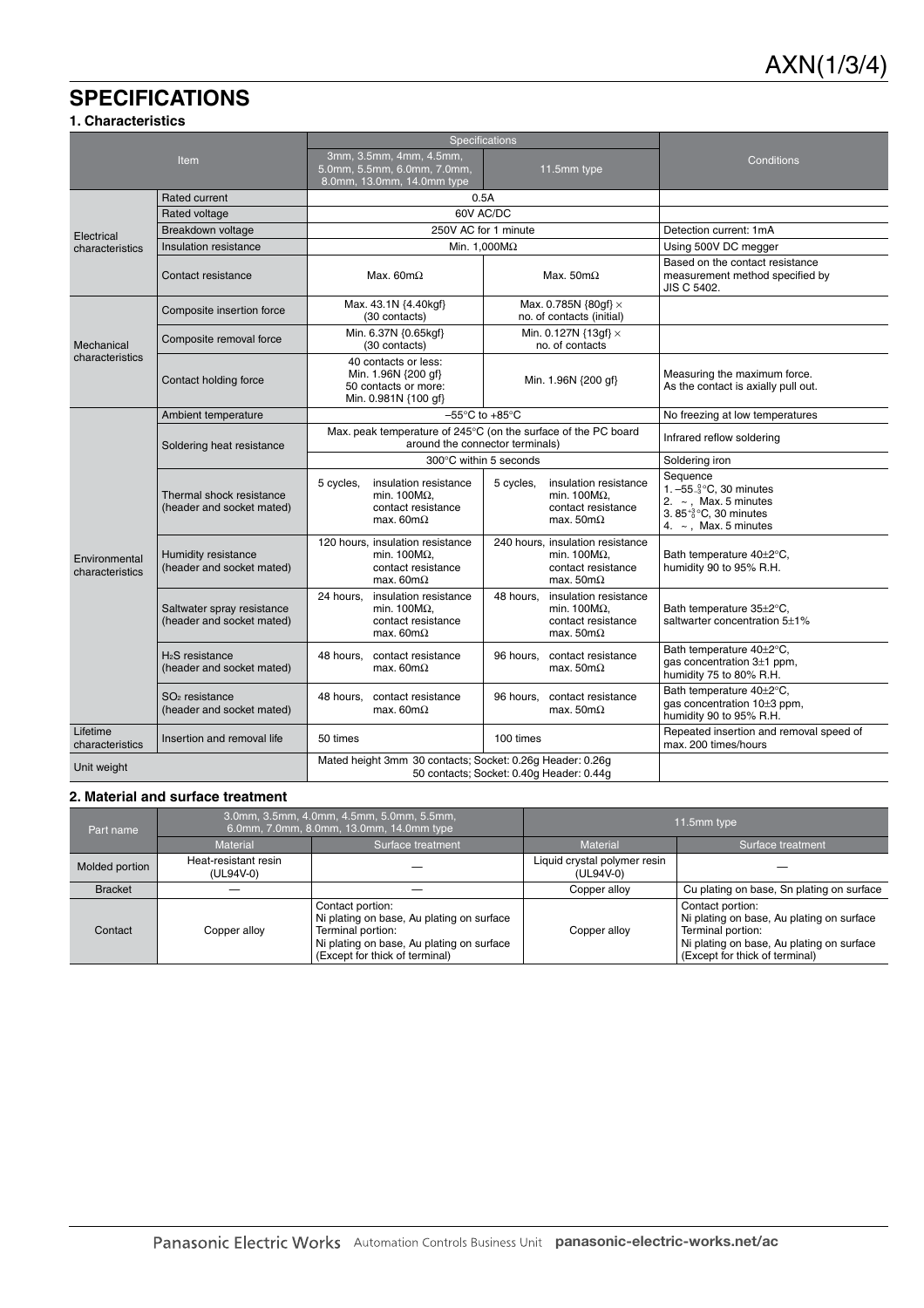## SPECIFICATIONS

### 1. Characteristics

| Item | | Specifications | | Conditions |
|---|---|---|---|---|
| | | 3mm, 3.5mm, 4mm, 4.5mm, 5.0mm, 5.5mm, 6.0mm, 7.0mm, 8.0mm, 13.0mm, 14.0mm type | 11.5mm type | |
| Electrical characteristics | Rated current | 0.5A | | |
| | Rated voltage | 60V AC/DC | | |
| | Breakdown voltage | 250V AC for 1 minute | | Detection current: 1mA |
| | Insulation resistance | Min. 1,000MΩ | | Using 500V DC megger |
| | Contact resistance | Max. 60mΩ | Max. 50mΩ | Based on the contact resistance measurement method specified by JIS C 5402. |
| Mechanical characteristics | Composite insertion force | Max. 43.1N {4.40kgf} (30 contacts) | Max. 0.785N {80gf} × no. of contacts (initial) | |
| | Composite removal force | Min. 6.37N {0.65kgf} (30 contacts) | Min. 0.127N {13gf} × no. of contacts | |
| | Contact holding force | 40 contacts or less: Min. 1.96N {200 gf} 50 contacts or more: Min. 0.981N {100 gf} | Min. 1.96N {200 gf} | Measuring the maximum force. As the contact is axially pull out. |
| Environmental characteristics | Ambient temperature | –55°C to +85°C | | No freezing at low temperatures |
| | Soldering heat resistance | Max. peak temperature of 245°C (on the surface of the PC board around the connector terminals) | | Infrared reflow soldering |
| | | 300°C within 5 seconds | | Soldering iron |
| | Thermal shock resistance (header and socket mated) | 5 cycles, insulation resistance min. 100MΩ, contact resistance max. 60mΩ | 5 cycles, insulation resistance min. 100MΩ, contact resistance max. 50mΩ | Sequence 1. $-55^{0}_{-3}$°C, 30 minutes 2. ~, Max. 5 minutes 3. $85^{+3}_{0}$°C, 30 minutes 4. ~, Max. 5 minutes |
| | Humidity resistance (header and socket mated) | 120 hours, insulation resistance min. 100MΩ, contact resistance max. 60mΩ | 240 hours, insulation resistance min. 100MΩ, contact resistance max. 50mΩ | Bath temperature 40±2°C, humidity 90 to 95% R.H. |
| | Saltwater spray resistance (header and socket mated) | 24 hours, insulation resistance min. 100MΩ, contact resistance max. 60mΩ | 48 hours, insulation resistance min. 100MΩ, contact resistance max. 50mΩ | Bath temperature 35±2°C, saltwarter concentration 5±1% |
| | $H_2S$ resistance (header and socket mated) | 48 hours, contact resistance max. 60mΩ | 96 hours, contact resistance max. 50mΩ | Bath temperature 40±2°C, gas concentration 3±1 ppm, humidity 75 to 80% R.H. |
| | $SO_2$ resistance (header and socket mated) | 48 hours, contact resistance max. 60mΩ | 96 hours, contact resistance max. 50mΩ | Bath temperature 40±2°C, gas concentration 10±3 ppm, humidity 90 to 95% R.H. |
| Lifetime characteristics | Insertion and removal life | 50 times | 100 times | Repeated insertion and removal speed of max. 200 times/hours |
| Unit weight | | Mated height 3mm 30 contacts; Socket: 0.26g Header: 0.26g 50 contacts; Socket: 0.40g Header: 0.44g | | |

### 2. Material and surface treatment

| Part name | 3.0mm, 3.5mm, 4.0mm, 4.5mm, 5.0mm, 5.5mm, 6.0mm, 7.0mm, 8.0mm, 13.0mm, 14.0mm type | | 11.5mm type | |
|---|---|---|---|---|
| | Material | Surface treatment | Material | Surface treatment |
| Molded portion | Heat-resistant resin (UL94V-0) | — | Liquid crystal polymer resin (UL94V-0) | — |
| Bracket | — | — | Copper alloy | Cu plating on base, Sn plating on surface |
| Contact | Copper alloy | Contact portion: Ni plating on base, Au plating on surface Terminal portion: Ni plating on base, Au plating on surface (Except for thick of terminal) | Copper alloy | Contact portion: Ni plating on base, Au plating on surface Terminal portion: Ni plating on base, Au plating on surface (Except for thick of terminal) |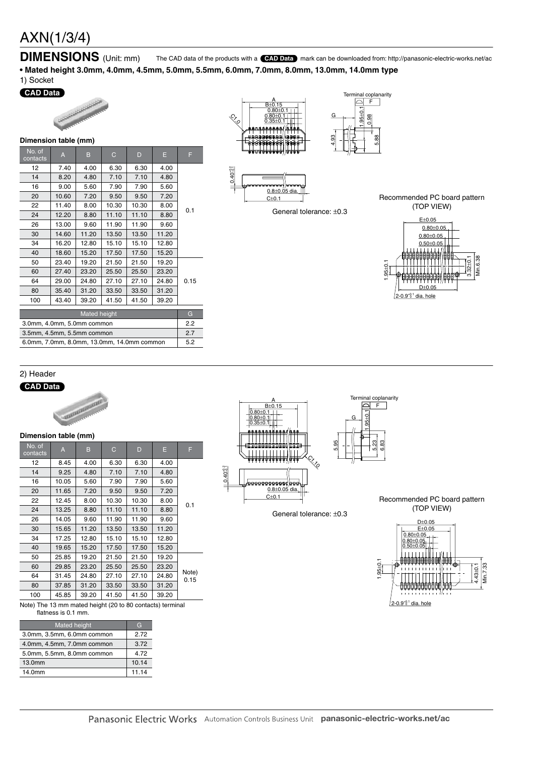# AXN(1/3/4)

## DIMENSIONS (Unit: mm)

The CAD data of the products with a **CAD Data** mark can be downloaded from: http://panasonic-electric-works.net/ac

**• Mated height 3.0mm, 4.0mm, 4.5mm, 5.0mm, 5.5mm, 6.0mm, 7.0mm, 8.0mm, 13.0mm, 14.0mm type**

1) Socket

**CAD Data**

**Dimension table (mm)**

| No. of contacts | A | B | C | D | E | F |
|---|---|---|---|---|---|---|
| 12 | 7.40 | 4.00 | 6.30 | 6.30 | 4.00 | 0.1 |
| 14 | 8.20 | 4.80 | 7.10 | 7.10 | 4.80 | |
| 16 | 9.00 | 5.60 | 7.90 | 7.90 | 5.60 | |
| 20 | 10.60 | 7.20 | 9.50 | 9.50 | 7.20 | |
| 22 | 11.40 | 8.00 | 10.30 | 10.30 | 8.00 | |
| 24 | 12.20 | 8.80 | 11.10 | 11.10 | 8.80 | |
| 26 | 13.00 | 9.60 | 11.90 | 11.90 | 9.60 | |
| 30 | 14.60 | 11.20 | 13.50 | 13.50 | 11.20 | |
| 34 | 16.20 | 12.80 | 15.10 | 15.10 | 12.80 | |
| 40 | 18.60 | 15.20 | 17.50 | 17.50 | 15.20 | |
| 50 | 23.40 | 19.20 | 21.50 | 21.50 | 19.20 | 0.15 |
| 60 | 27.40 | 23.20 | 25.50 | 25.50 | 23.20 | |
| 64 | 29.00 | 24.80 | 27.10 | 27.10 | 24.80 | |
| 80 | 35.40 | 31.20 | 33.50 | 33.50 | 31.20 | |
| 100 | 43.40 | 39.20 | 41.50 | 41.50 | 39.20 | |

| Mated height | G |
|---|---|
| 3.0mm, 4.0mm, 5.0mm common | 2.2 |
| 3.5mm, 4.5mm, 5.5mm common | 2.7 |
| 6.0mm, 7.0mm, 8.0mm, 13.0mm, 14.0mm common | 5.2 |

General tolerance: ±0.3

Recommended PC board pattern (TOP VIEW)

2) Header

**CAD Data**

**Dimension table (mm)**

| No. of contacts | A | B | C | D | E | F |
|---|---|---|---|---|---|---|
| 12 | 8.45 | 4.00 | 6.30 | 6.30 | 4.00 | 0.1 |
| 14 | 9.25 | 4.80 | 7.10 | 7.10 | 4.80 | |
| 16 | 10.05 | 5.60 | 7.90 | 7.90 | 5.60 | |
| 20 | 11.65 | 7.20 | 9.50 | 9.50 | 7.20 | |
| 22 | 12.45 | 8.00 | 10.30 | 10.30 | 8.00 | |
| 24 | 13.25 | 8.80 | 11.10 | 11.10 | 8.80 | |
| 26 | 14.05 | 9.60 | 11.90 | 11.90 | 9.60 | |
| 30 | 15.65 | 11.20 | 13.50 | 13.50 | 11.20 | |
| 34 | 17.25 | 12.80 | 15.10 | 15.10 | 12.80 | |
| 40 | 19.65 | 15.20 | 17.50 | 17.50 | 15.20 | |
| 50 | 25.85 | 19.20 | 21.50 | 21.50 | 19.20 | Note) 0.15 |
| 60 | 29.85 | 23.20 | 25.50 | 25.50 | 23.20 | |
| 64 | 31.45 | 24.80 | 27.10 | 27.10 | 24.80 | |
| 80 | 37.85 | 31.20 | 33.50 | 33.50 | 31.20 | |
| 100 | 45.85 | 39.20 | 41.50 | 41.50 | 39.20 | |

Note) The 13 mm mated height (20 to 80 contacts) terminal flatness is 0.1 mm.

| Mated height | G |
|---|---|
| 3.0mm, 3.5mm, 6.0mm common | 2.72 |
| 4.0mm, 4.5mm, 7.0mm common | 3.72 |
| 5.0mm, 5.5mm, 8.0mm common | 4.72 |
| 13.0mm | 10.14 |
| 14.0mm | 11.14 |

General tolerance: ±0.3

Recommended PC board pattern (TOP VIEW)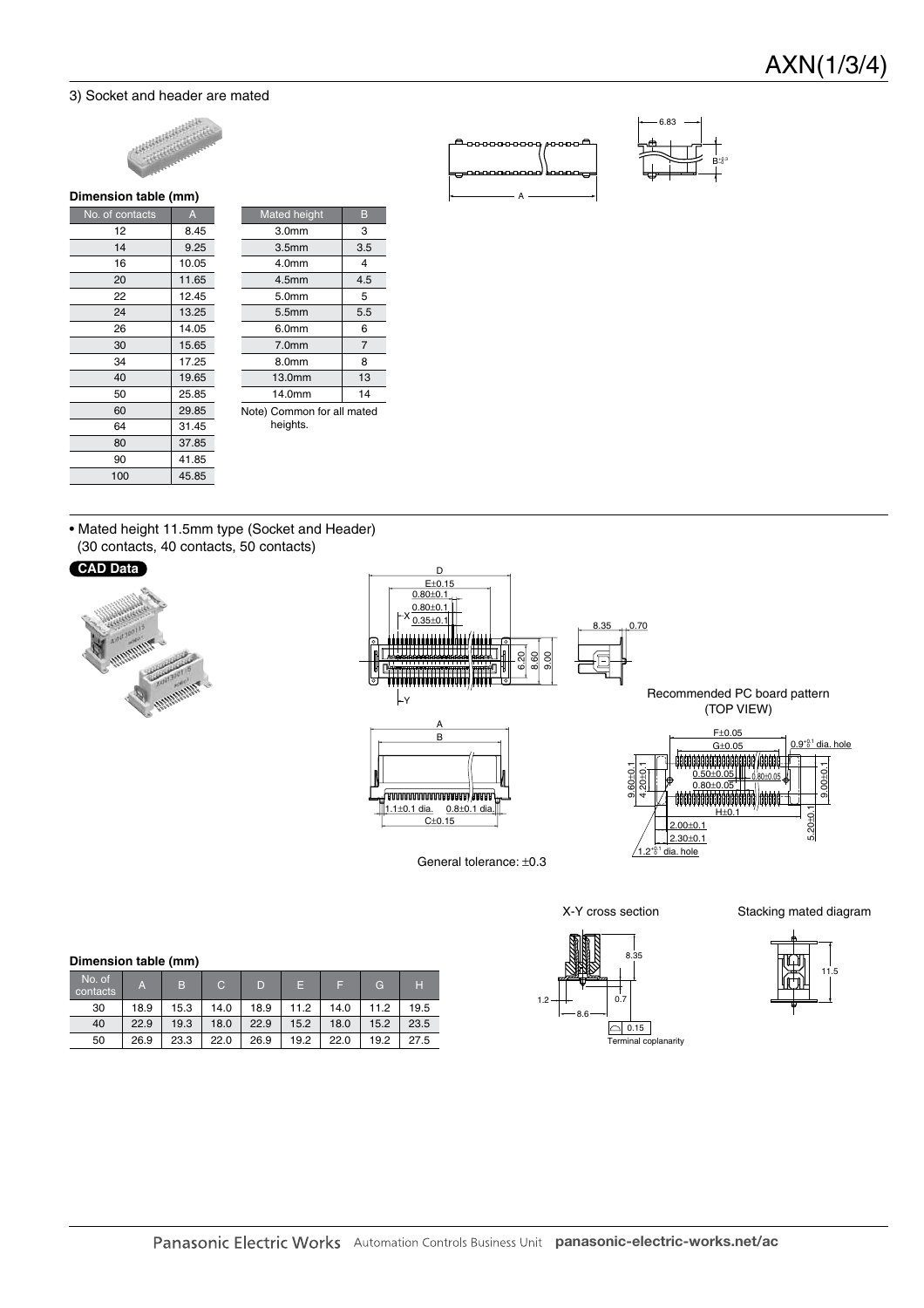### 3) Socket and header are mated

**Dimension table (mm)**

| No. of contacts | A |
|---|---|
| 12 | 8.45 |
| 14 | 9.25 |
| 16 | 10.05 |
| 20 | 11.65 |
| 22 | 12.45 |
| 24 | 13.25 |
| 26 | 14.05 |
| 30 | 15.65 |
| 34 | 17.25 |
| 40 | 19.65 |
| 50 | 25.85 |
| 60 | 29.85 |
| 64 | 31.45 |
| 80 | 37.85 |
| 90 | 41.85 |
| 100 | 45.85 |

| Mated height | B |
|---|---|
| 3.0mm | 3 |
| 3.5mm | 3.5 |
| 4.0mm | 4 |
| 4.5mm | 4.5 |
| 5.0mm | 5 |
| 5.5mm | 5.5 |
| 6.0mm | 6 |
| 7.0mm | 7 |
| 8.0mm | 8 |
| 13.0mm | 13 |
| 14.0mm | 14 |

Note) Common for all mated heights.

- Mated height 11.5mm type (Socket and Header) (30 contacts, 40 contacts, 50 contacts)

**CAD Data**

Recommended PC board pattern (TOP VIEW)

General tolerance: ±0.3

X-Y cross section

Stacking mated diagram

**Dimension table (mm)**

| No. of contacts | A | B | C | D | E | F | G | H |
|---|---|---|---|---|---|---|---|---|
| 30 | 18.9 | 15.3 | 14.0 | 18.9 | 11.2 | 14.0 | 11.2 | 19.5 |
| 40 | 22.9 | 19.3 | 18.0 | 22.9 | 15.2 | 18.0 | 15.2 | 23.5 |
| 50 | 26.9 | 23.3 | 22.0 | 26.9 | 19.2 | 22.0 | 19.2 | 27.5 |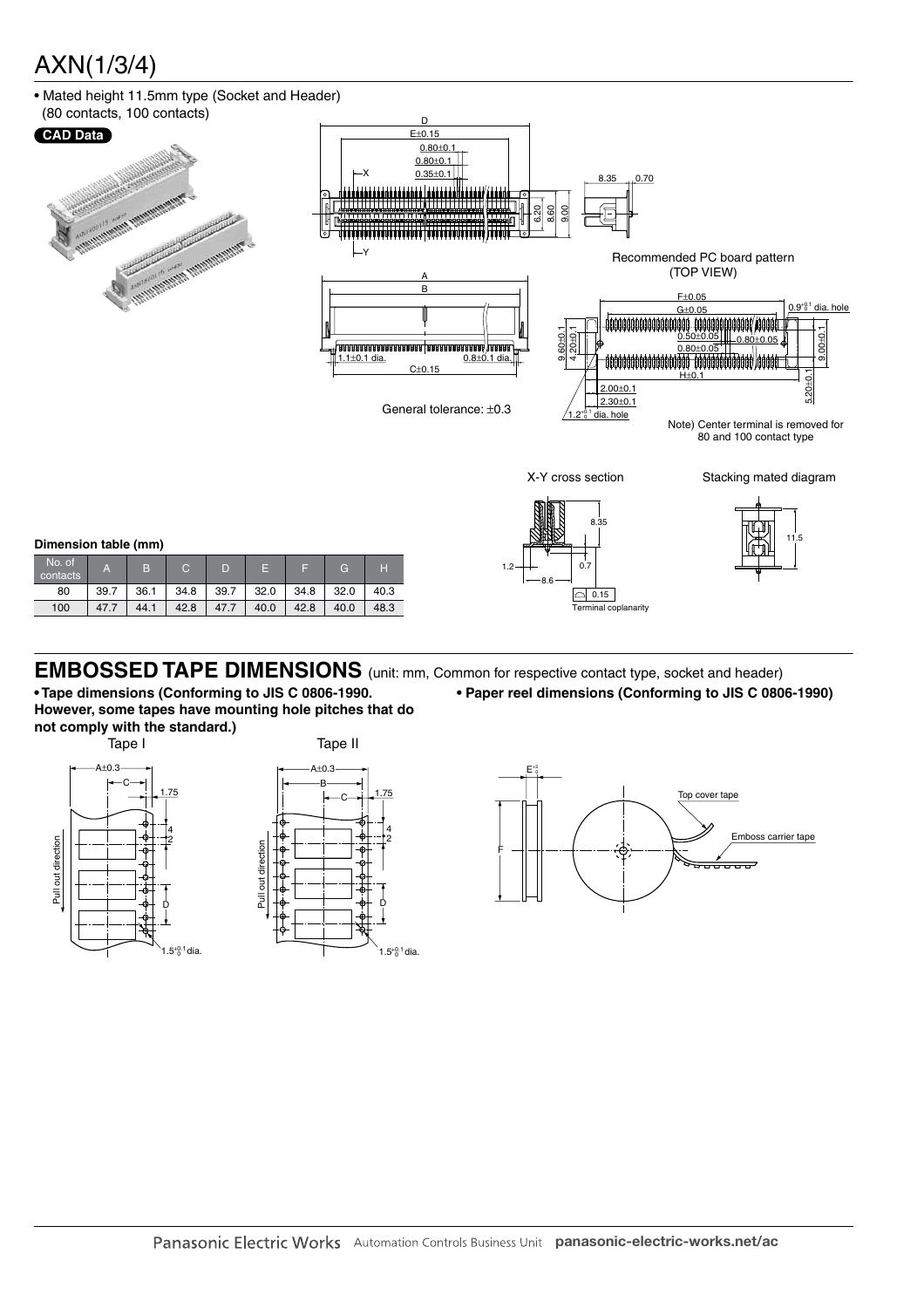# AXN(1/3/4)

- Mated height 11.5mm type (Socket and Header)
  (80 contacts, 100 contacts)

**CAD Data**

Recommended PC board pattern (TOP VIEW)

General tolerance: ±0.3

Note) Center terminal is removed for 80 and 100 contact type

X-Y cross section

Stacking mated diagram

Terminal coplanarity

**Dimension table (mm)**

| No. of contacts | A | B | C | D | E | F | G | H |
|---|---|---|---|---|---|---|---|---|
| 80 | 39.7 | 36.1 | 34.8 | 39.7 | 32.0 | 34.8 | 32.0 | 40.3 |
| 100 | 47.7 | 44.1 | 42.8 | 47.7 | 40.0 | 42.8 | 40.0 | 48.3 |

## EMBOSSED TAPE DIMENSIONS (unit: mm, Common for respective contact type, socket and header)

- **Tape dimensions (Conforming to JIS C 0806-1990. However, some tapes have mounting hole pitches that do not comply with the standard.)**

Tape I

Tape II

- **Paper reel dimensions (Conforming to JIS C 0806-1990)**

Top cover tape

Emboss carrier tape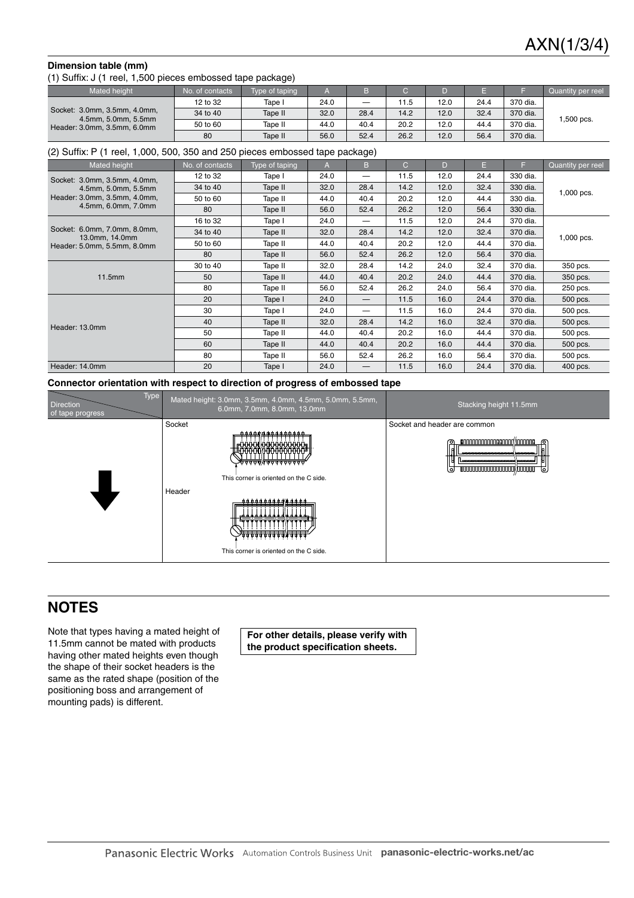**Dimension table (mm)**

(1) Suffix: J (1 reel, 1,500 pieces embossed tape package)

| Mated height | No. of contacts | Type of taping | A | B | C | D | E | F | Quantity per reel |
|---|---|---|---|---|---|---|---|---|---|
| Socket: 3.0mm, 3.5mm, 4.0mm, 4.5mm, 5.0mm, 5.5mm Header: 3.0mm, 3.5mm, 6.0mm | 12 to 32 | Tape I | 24.0 | — | 11.5 | 12.0 | 24.4 | 370 dia. | 1,500 pcs. |
| | 34 to 40 | Tape II | 32.0 | 28.4 | 14.2 | 12.0 | 32.4 | 370 dia. | |
| | 50 to 60 | Tape II | 44.0 | 40.4 | 20.2 | 12.0 | 44.4 | 370 dia. | |
| | 80 | Tape II | 56.0 | 52.4 | 26.2 | 12.0 | 56.4 | 370 dia. | |

(2) Suffix: P (1 reel, 1,000, 500, 350 and 250 pieces embossed tape package)

| Mated height | No. of contacts | Type of taping | A | B | C | D | E | F | Quantity per reel |
|---|---|---|---|---|---|---|---|---|---|
| Socket: 3.0mm, 3.5mm, 4.0mm, 4.5mm, 5.0mm, 5.5mm Header: 3.0mm, 3.5mm, 4.0mm, 4.5mm, 6.0mm, 7.0mm | 12 to 32 | Tape I | 24.0 | — | 11.5 | 12.0 | 24.4 | 330 dia. | 1,000 pcs. |
| | 34 to 40 | Tape II | 32.0 | 28.4 | 14.2 | 12.0 | 32.4 | 330 dia. | |
| | 50 to 60 | Tape II | 44.0 | 40.4 | 20.2 | 12.0 | 44.4 | 330 dia. | |
| | 80 | Tape II | 56.0 | 52.4 | 26.2 | 12.0 | 56.4 | 330 dia. | |
| Socket: 6.0mm, 7.0mm, 8.0mm, 13.0mm, 14.0mm Header: 5.0mm, 5.5mm, 8.0mm | 16 to 32 | Tape I | 24.0 | — | 11.5 | 12.0 | 24.4 | 370 dia. | 1,000 pcs. |
| | 34 to 40 | Tape II | 32.0 | 28.4 | 14.2 | 12.0 | 32.4 | 370 dia. | |
| | 50 to 60 | Tape II | 44.0 | 40.4 | 20.2 | 12.0 | 44.4 | 370 dia. | |
| | 80 | Tape II | 56.0 | 52.4 | 26.2 | 12.0 | 56.4 | 370 dia. | |
| 11.5mm | 30 to 40 | Tape II | 32.0 | 28.4 | 14.2 | 24.0 | 32.4 | 370 dia. | 350 pcs. |
| | 50 | Tape II | 44.0 | 40.4 | 20.2 | 24.0 | 44.4 | 370 dia. | 350 pcs. |
| | 80 | Tape II | 56.0 | 52.4 | 26.2 | 24.0 | 56.4 | 370 dia. | 250 pcs. |
| Header: 13.0mm | 20 | Tape I | 24.0 | — | 11.5 | 16.0 | 24.4 | 370 dia. | 500 pcs. |
| | 30 | Tape I | 24.0 | — | 11.5 | 16.0 | 24.4 | 370 dia. | 500 pcs. |
| | 40 | Tape II | 32.0 | 28.4 | 14.2 | 16.0 | 32.4 | 370 dia. | 500 pcs. |
| | 50 | Tape II | 44.0 | 40.4 | 20.2 | 16.0 | 44.4 | 370 dia. | 500 pcs. |
| | 60 | Tape II | 44.0 | 40.4 | 20.2 | 16.0 | 44.4 | 370 dia. | 500 pcs. |
| | 80 | Tape II | 56.0 | 52.4 | 26.2 | 16.0 | 56.4 | 370 dia. | 500 pcs. |
| Header: 14.0mm | 20 | Tape I | 24.0 | — | 11.5 | 16.0 | 24.4 | 370 dia. | 400 pcs. |

**Connector orientation with respect to direction of progress of embossed tape**

| Type / Direction of tape progress | Mated height: 3.0mm, 3.5mm, 4.0mm, 4.5mm, 5.0mm, 5.5mm, 6.0mm, 7.0mm, 8.0mm, 13.0mm | Stacking height 11.5mm |
|---|---|---|
| ↓ | Socket: This corner is oriented on the C side. Header: This corner is oriented on the C side. | Socket and header are common |

## NOTES

Note that types having a mated height of 11.5mm cannot be mated with products having other mated heights even though the shape of their socket headers is the same as the rated shape (position of the positioning boss and arrangement of mounting pads) is different.

**For other details, please verify with the product specification sheets.**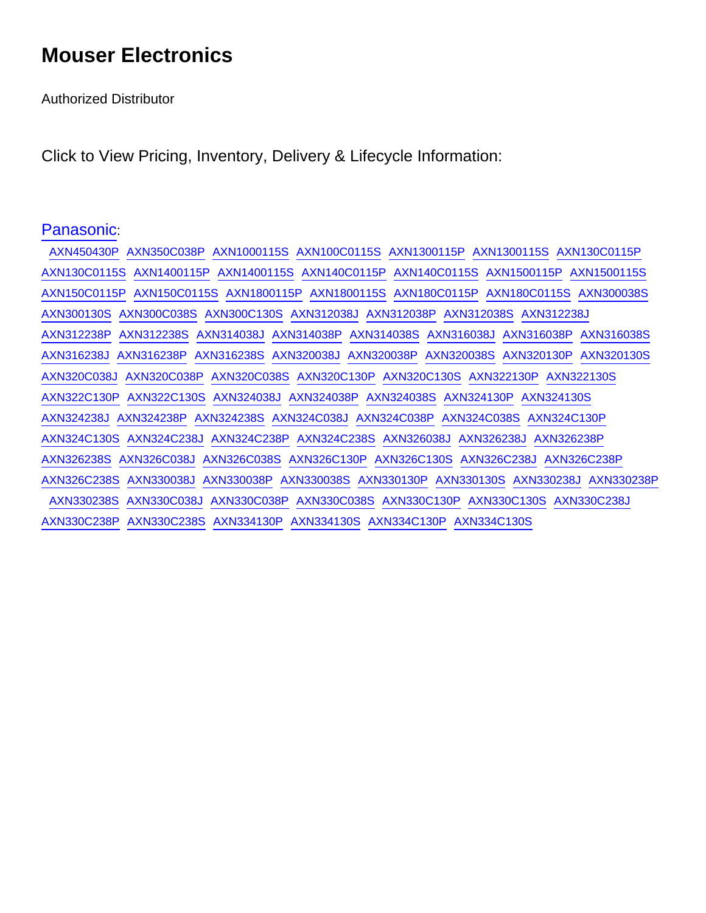# Mouser Electronics

Authorized Distributor

Click to View Pricing, Inventory, Delivery & Lifecycle Information:

Panasonic:

AXN450430P AXN350C038P AXN1000115S AXN100C0115S AXN1300115P AXN1300115S AXN130C0115P AXN130C0115S AXN1400115P AXN1400115S AXN140C0115P AXN140C0115S AXN1500115P AXN1500115S AXN150C0115P AXN150C0115S AXN1800115P AXN1800115S AXN180C0115P AXN180C0115S AXN300038S AXN300130S AXN300C038S AXN300C130S AXN312038J AXN312038P AXN312038S AXN312238J AXN312238P AXN312238S AXN314038J AXN314038P AXN314038S AXN316038J AXN316038P AXN316038S AXN316238J AXN316238P AXN316238S AXN320038J AXN320038P AXN320038S AXN320130P AXN320130S AXN320C038J AXN320C038P AXN320C038S AXN320C130P AXN320C130S AXN322130P AXN322130S AXN322C130P AXN322C130S AXN324038J AXN324038P AXN324038S AXN324130P AXN324130S AXN324238J AXN324238P AXN324238S AXN324C038J AXN324C038P AXN324C038S AXN324C130P AXN324C130S AXN324C238J AXN324C238P AXN324C238S AXN326038J AXN326238J AXN326238P AXN326238S AXN326C038J AXN326C038S AXN326C130P AXN326C130S AXN326C238J AXN326C238P AXN326C238S AXN330038J AXN330038P AXN330038S AXN330130P AXN330130S AXN330238J AXN330238P AXN330238S AXN330C038J AXN330C038P AXN330C038S AXN330C130P AXN330C130S AXN330C238J AXN330C238P AXN330C238S AXN334130P AXN334130S AXN334C130P AXN334C130S